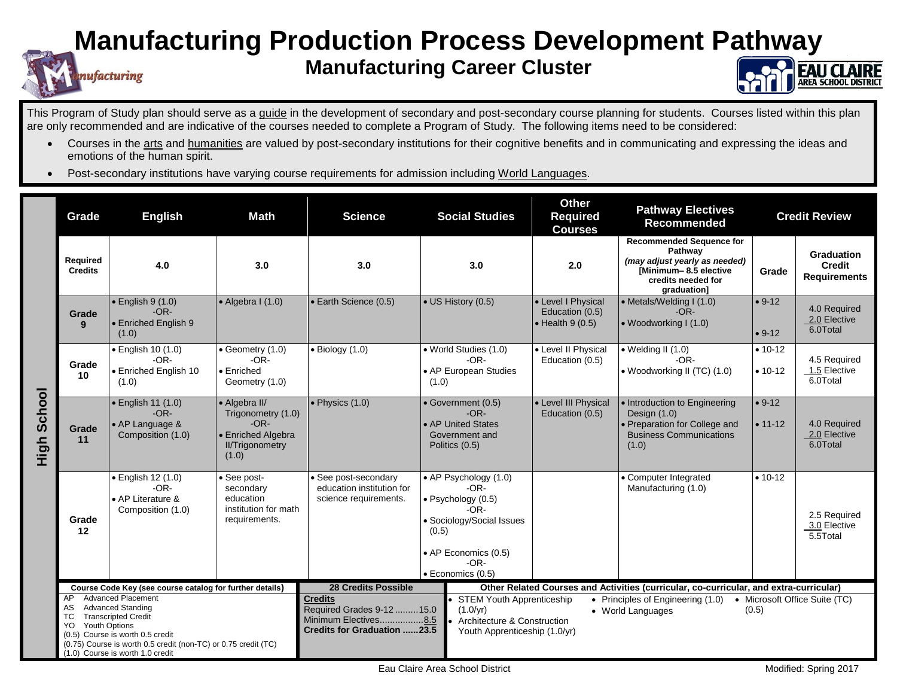# Manufacturing Production Process Development Pathway

## Manufacturing Career Cluster

This Program of Study plan should serve as a guide in the development of secondary and post-secondary course planning for students. Courses listed within this plan are only recommended and are indicative of the courses needed to complete a Program of Study. The following items need to be considered:

- Courses in the arts and humanities are valued by post-secondary institutions for their cognitive benefits and in communicating and expressing the ideas and emotions of the human spirit.
- Post-secondary institutions have varying course requirements for admission including World Languages.

**High School**

| Grade | English | Math | Science | Social Studies | Other Required Courses | Pathway Electives Recommended | Credit Review | |
|---|---|---|---|---|---|---|---|---|
| **Required Credits** | 4.0 | 3.0 | 3.0 | 3.0 | 2.0 | **Recommended Sequence for Pathway** ***(may adjust yearly as needed)*** **[Minimum– 8.5 elective credits needed for graduation]** | **Grade** | **Graduation Credit Requirements** |
| **Grade 9** | • English 9 (1.0) -OR- • Enriched English 9 (1.0) | • Algebra I (1.0) | • Earth Science (0.5) | • US History (0.5) | • Level I Physical Education (0.5) • Health 9 (0.5) | • Metals/Welding I (1.0) -OR- • Woodworking I (1.0) | • 9-12 • 9-12 | 4.0 Required 2.0 Elective 6.0Total |
| **Grade 10** | • English 10 (1.0) -OR- • Enriched English 10 (1.0) | • Geometry (1.0) -OR- • Enriched Geometry (1.0) | • Biology (1.0) | • World Studies (1.0) -OR- • AP European Studies (1.0) | • Level II Physical Education (0.5) | • Welding II (1.0) -OR- • Woodworking II (TC) (1.0) | • 10-12 • 10-12 | 4.5 Required 1.5 Elective 6.0Total |
| **Grade 11** | • English 11 (1.0) -OR- • AP Language & Composition (1.0) | • Algebra II/ Trigonometry (1.0) -OR- • Enriched Algebra II/Trigonometry (1.0) | • Physics (1.0) | • Government (0.5) -OR- • AP United States Government and Politics (0.5) | • Level III Physical Education (0.5) | • Introduction to Engineering Design (1.0) • Preparation for College and Business Communications (1.0) | • 9-12 • 11-12 | 4.0 Required 2.0 Elective 6.0Total |
| **Grade 12** | • English 12 (1.0) -OR- • AP Literature & Composition (1.0) | • See post-secondary education institution for math requirements. | • See post-secondary education institution for science requirements. | • AP Psychology (1.0) -OR- • Psychology (0.5) -OR- • Sociology/Social Issues (0.5) • AP Economics (0.5) -OR- • Economics (0.5) | | • Computer Integrated Manufacturing (1.0) | • 10-12 | 2.5 Required 3.0 Elective 5.5Total |

**Course Code Key (see course catalog for further details)**

- AP Advanced Placement
- AS Advanced Standing
- TC Transcripted Credit
- YO Youth Options
- (0.5) Course is worth 0.5 credit
- (0.75) Course is worth 0.5 credit (non-TC) or 0.75 credit (TC)
- (1.0) Course is worth 1.0 credit

**28 Credits Possible**

**Credits**
- Required Grades 9-12 .........15.0
- Minimum Electives.................8.5
- **Credits for Graduation ......23.5**

**Other Related Courses and Activities (curricular, co-curricular, and extra-curricular)**

- STEM Youth Apprenticeship (1.0/yr)
- Architecture & Construction Youth Apprenticeship (1.0/yr)
- Principles of Engineering (1.0)
- World Languages
- Microsoft Office Suite (TC) (0.5)

Eau Claire Area School District

Modified: Spring 2017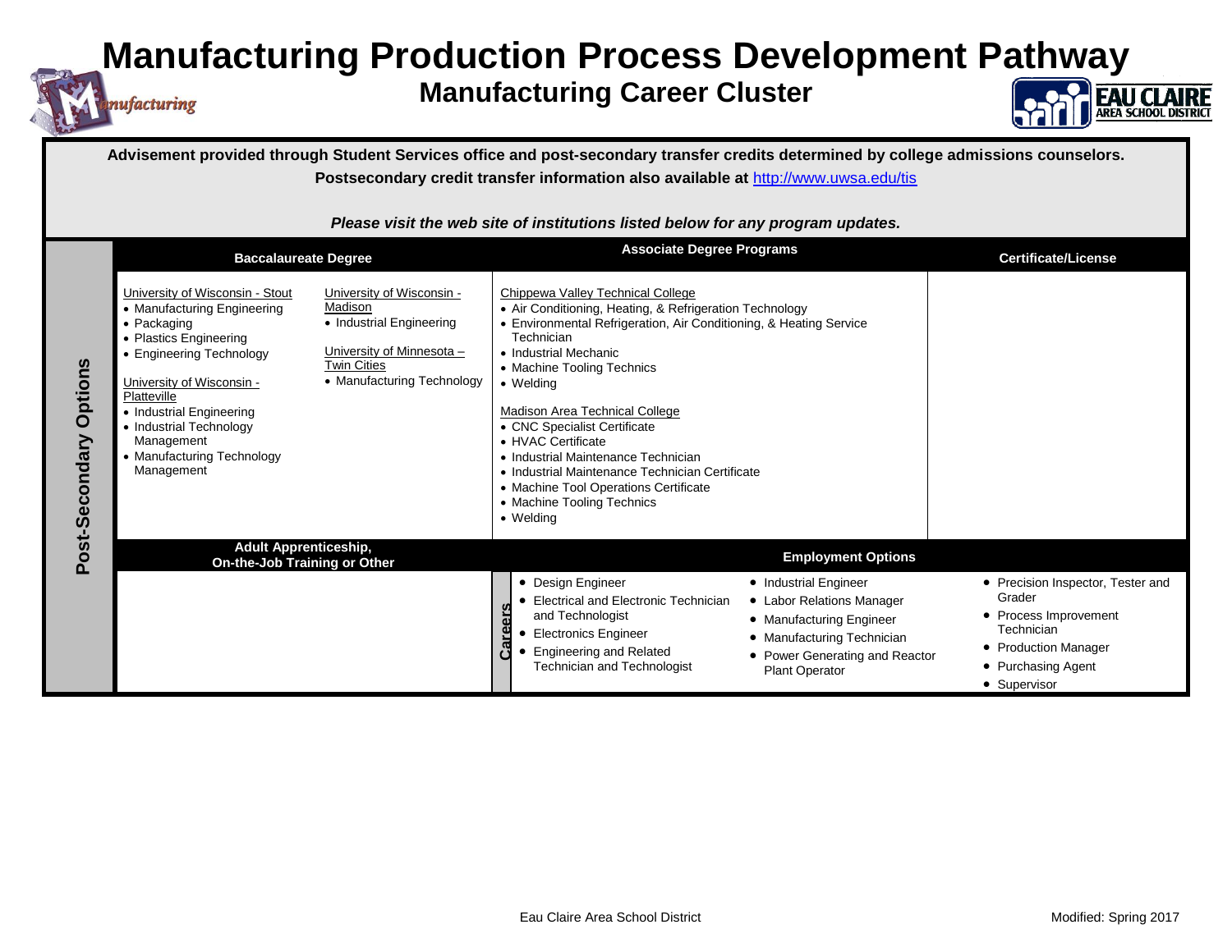# Manufacturing Production Process Development Pathway

## Manufacturing Career Cluster

**Advisement provided through Student Services office and post-secondary transfer credits determined by college admissions counselors.**

**Postsecondary credit transfer information also available at http://www.uwsa.edu/tis**

***Please visit the web site of institutions listed below for any program updates.***

## Post-Secondary Options

### Baccalaureate Degree

University of Wisconsin - Stout
- Manufacturing Engineering
- Packaging
- Plastics Engineering
- Engineering Technology

University of Wisconsin - Platteville
- Industrial Engineering
- Industrial Technology Management
- Manufacturing Technology Management

University of Wisconsin - Madison
- Industrial Engineering

University of Minnesota – Twin Cities
- Manufacturing Technology

### Associate Degree Programs

Chippewa Valley Technical College
- Air Conditioning, Heating, & Refrigeration Technology
- Environmental Refrigeration, Air Conditioning, & Heating Service Technician
- Industrial Mechanic
- Machine Tooling Technics
- Welding

Madison Area Technical College
- CNC Specialist Certificate
- HVAC Certificate
- Industrial Maintenance Technician
- Industrial Maintenance Technician Certificate
- Machine Tool Operations Certificate
- Machine Tooling Technics
- Welding

### Certificate/License

### Adult Apprenticeship, On-the-Job Training or Other

### Employment Options

**Careers**

- Design Engineer
- Electrical and Electronic Technician and Technologist
- Electronics Engineer
- Engineering and Related Technician and Technologist
- Industrial Engineer
- Labor Relations Manager
- Manufacturing Engineer
- Manufacturing Technician
- Power Generating and Reactor Plant Operator
- Precision Inspector, Tester and Grader
- Process Improvement Technician
- Production Manager
- Purchasing Agent
- Supervisor

Eau Claire Area School District

Modified: Spring 2017